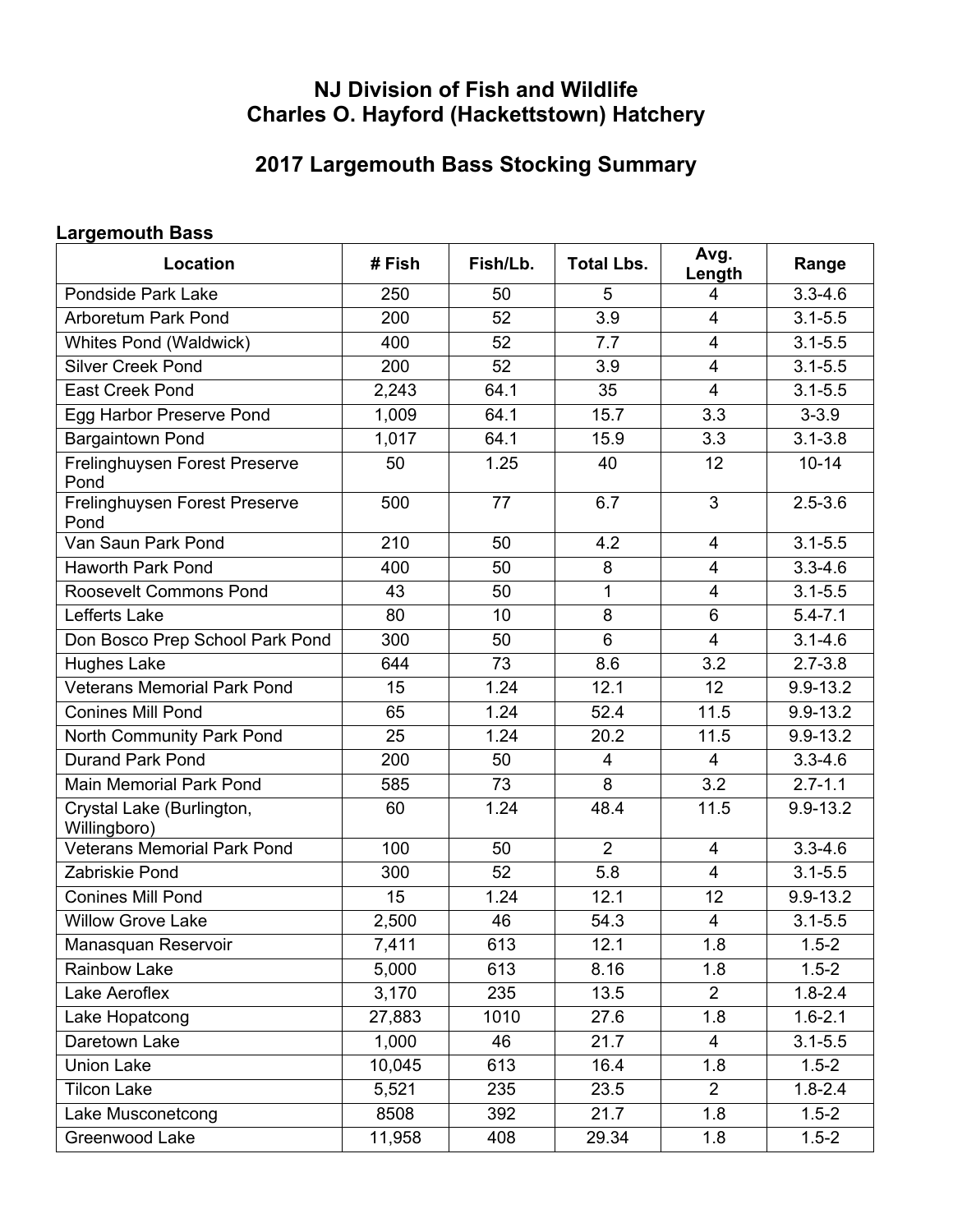# NJ Division of Fish and Wildlife
# Charles O. Hayford (Hackettstown) Hatchery

## 2017 Largemouth Bass Stocking Summary

### Largemouth Bass

| Location | # Fish | Fish/Lb. | Total Lbs. | Avg. Length | Range |
|---|---|---|---|---|---|
| Pondside Park Lake | 250 | 50 | 5 | 4 | 3.3-4.6 |
| Arboretum Park Pond | 200 | 52 | 3.9 | 4 | 3.1-5.5 |
| Whites Pond (Waldwick) | 400 | 52 | 7.7 | 4 | 3.1-5.5 |
| Silver Creek Pond | 200 | 52 | 3.9 | 4 | 3.1-5.5 |
| East Creek Pond | 2,243 | 64.1 | 35 | 4 | 3.1-5.5 |
| Egg Harbor Preserve Pond | 1,009 | 64.1 | 15.7 | 3.3 | 3-3.9 |
| Bargaintown Pond | 1,017 | 64.1 | 15.9 | 3.3 | 3.1-3.8 |
| Frelinghuysen Forest Preserve Pond | 50 | 1.25 | 40 | 12 | 10-14 |
| Frelinghuysen Forest Preserve Pond | 500 | 77 | 6.7 | 3 | 2.5-3.6 |
| Van Saun Park Pond | 210 | 50 | 4.2 | 4 | 3.1-5.5 |
| Haworth Park Pond | 400 | 50 | 8 | 4 | 3.3-4.6 |
| Roosevelt Commons Pond | 43 | 50 | 1 | 4 | 3.1-5.5 |
| Lefferts Lake | 80 | 10 | 8 | 6 | 5.4-7.1 |
| Don Bosco Prep School Park Pond | 300 | 50 | 6 | 4 | 3.1-4.6 |
| Hughes Lake | 644 | 73 | 8.6 | 3.2 | 2.7-3.8 |
| Veterans Memorial Park Pond | 15 | 1.24 | 12.1 | 12 | 9.9-13.2 |
| Conines Mill Pond | 65 | 1.24 | 52.4 | 11.5 | 9.9-13.2 |
| North Community Park Pond | 25 | 1.24 | 20.2 | 11.5 | 9.9-13.2 |
| Durand Park Pond | 200 | 50 | 4 | 4 | 3.3-4.6 |
| Main Memorial Park Pond | 585 | 73 | 8 | 3.2 | 2.7-1.1 |
| Crystal Lake (Burlington, Willingboro) | 60 | 1.24 | 48.4 | 11.5 | 9.9-13.2 |
| Veterans Memorial Park Pond | 100 | 50 | 2 | 4 | 3.3-4.6 |
| Zabriskie Pond | 300 | 52 | 5.8 | 4 | 3.1-5.5 |
| Conines Mill Pond | 15 | 1.24 | 12.1 | 12 | 9.9-13.2 |
| Willow Grove Lake | 2,500 | 46 | 54.3 | 4 | 3.1-5.5 |
| Manasquan Reservoir | 7,411 | 613 | 12.1 | 1.8 | 1.5-2 |
| Rainbow Lake | 5,000 | 613 | 8.16 | 1.8 | 1.5-2 |
| Lake Aeroflex | 3,170 | 235 | 13.5 | 2 | 1.8-2.4 |
| Lake Hopatcong | 27,883 | 1010 | 27.6 | 1.8 | 1.6-2.1 |
| Daretown Lake | 1,000 | 46 | 21.7 | 4 | 3.1-5.5 |
| Union Lake | 10,045 | 613 | 16.4 | 1.8 | 1.5-2 |
| Tilcon Lake | 5,521 | 235 | 23.5 | 2 | 1.8-2.4 |
| Lake Musconetcong | 8508 | 392 | 21.7 | 1.8 | 1.5-2 |
| Greenwood Lake | 11,958 | 408 | 29.34 | 1.8 | 1.5-2 |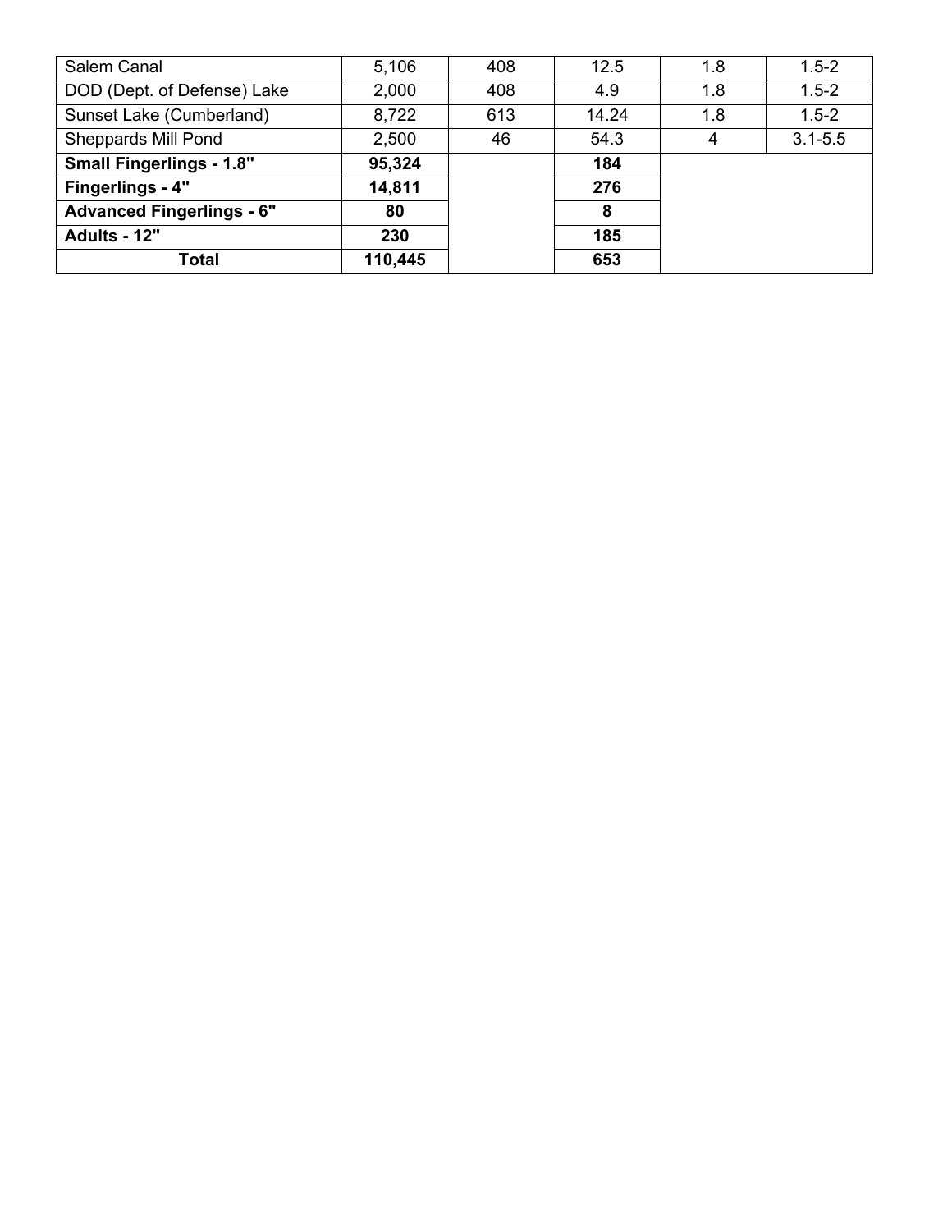| | | | | | |
|---|---|---|---|---|---|
| Salem Canal | 5,106 | 408 | 12.5 | 1.8 | 1.5-2 |
| DOD (Dept. of Defense) Lake | 2,000 | 408 | 4.9 | 1.8 | 1.5-2 |
| Sunset Lake (Cumberland) | 8,722 | 613 | 14.24 | 1.8 | 1.5-2 |
| Sheppards Mill Pond | 2,500 | 46 | 54.3 | 4 | 3.1-5.5 |
| **Small Fingerlings - 1.8"** | **95,324** | | **184** | | |
| **Fingerlings - 4"** | **14,811** | | **276** | | |
| **Advanced Fingerlings - 6"** | **80** | | **8** | | |
| **Adults - 12"** | **230** | | **185** | | |
| **Total** | **110,445** | | **653** | | |